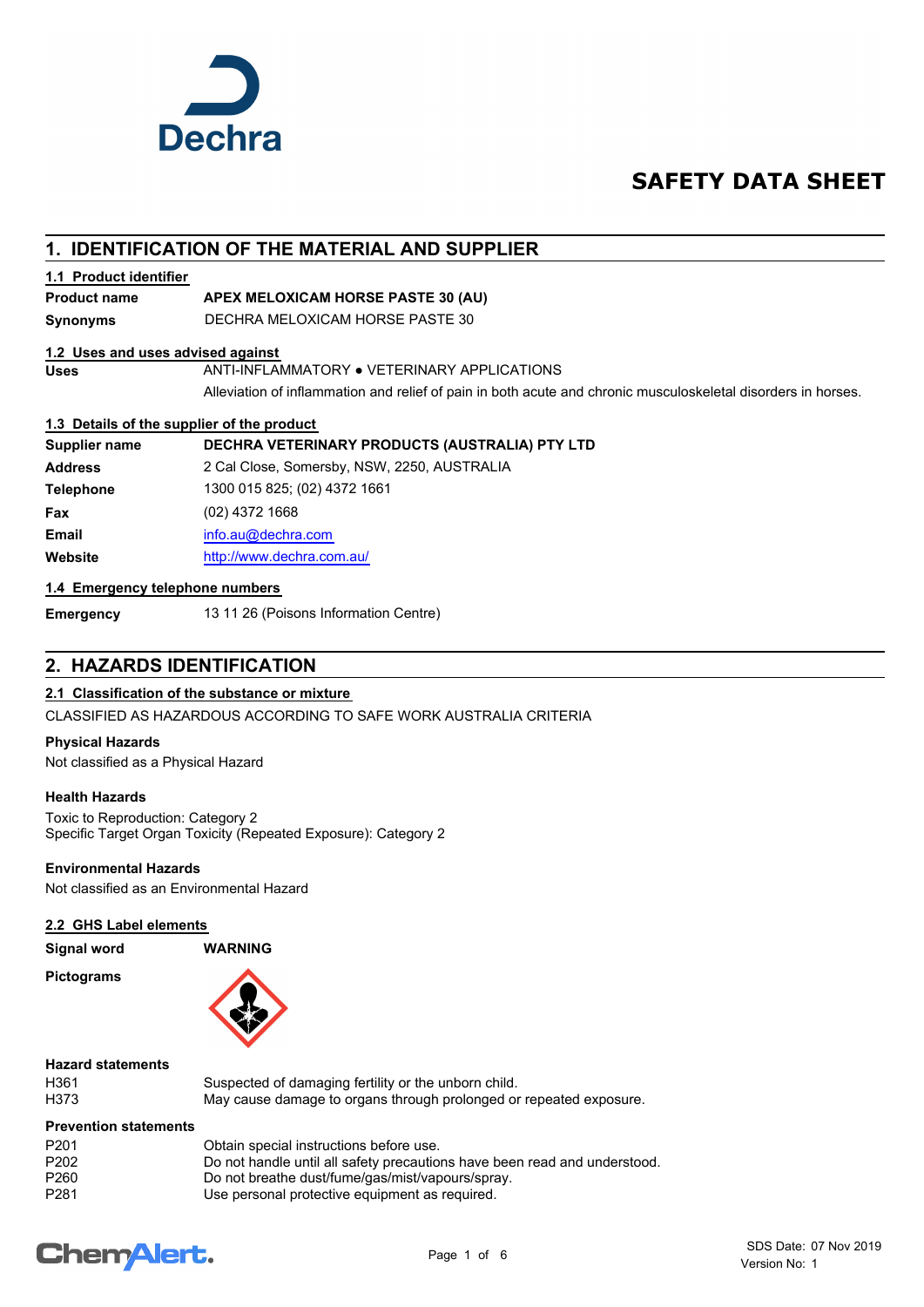# SAFETY DATA SHEET

## 1. IDENTIFICATION OF THE MATERIAL AND SUPPLIER

### 1.1 Product identifier

| | |
|---|---|
| **Product name** | **APEX MELOXICAM HORSE PASTE 30 (AU)** |
| **Synonyms** | DECHRA MELOXICAM HORSE PASTE 30 |

### 1.2 Uses and uses advised against

| | |
|---|---|
| **Uses** | ANTI-INFLAMMATORY ● VETERINARY APPLICATIONS |
| | Alleviation of inflammation and relief of pain in both acute and chronic musculoskeletal disorders in horses. |

### 1.3 Details of the supplier of the product

| | |
|---|---|
| **Supplier name** | **DECHRA VETERINARY PRODUCTS (AUSTRALIA) PTY LTD** |
| **Address** | 2 Cal Close, Somersby, NSW, 2250, AUSTRALIA |
| **Telephone** | 1300 015 825; (02) 4372 1661 |
| **Fax** | (02) 4372 1668 |
| **Email** | info.au@dechra.com |
| **Website** | http://www.dechra.com.au/ |

### 1.4 Emergency telephone numbers

| | |
|---|---|
| **Emergency** | 13 11 26 (Poisons Information Centre) |

## 2. HAZARDS IDENTIFICATION

### 2.1 Classification of the substance or mixture

CLASSIFIED AS HAZARDOUS ACCORDING TO SAFE WORK AUSTRALIA CRITERIA

**Physical Hazards**

Not classified as a Physical Hazard

**Health Hazards**

Toxic to Reproduction: Category 2
Specific Target Organ Toxicity (Repeated Exposure): Category 2

**Environmental Hazards**

Not classified as an Environmental Hazard

### 2.2 GHS Label elements

| | |
|---|---|
| **Signal word** | **WARNING** |
| **Pictograms** | |

**Hazard statements**

| | |
|---|---|
| H361 | Suspected of damaging fertility or the unborn child. |
| H373 | May cause damage to organs through prolonged or repeated exposure. |

**Prevention statements**

| | |
|---|---|
| P201 | Obtain special instructions before use. |
| P202 | Do not handle until all safety precautions have been read and understood. |
| P260 | Do not breathe dust/fume/gas/mist/vapours/spray. |
| P281 | Use personal protective equipment as required. |

SDS Date: 07 Nov 2019
Version No: 1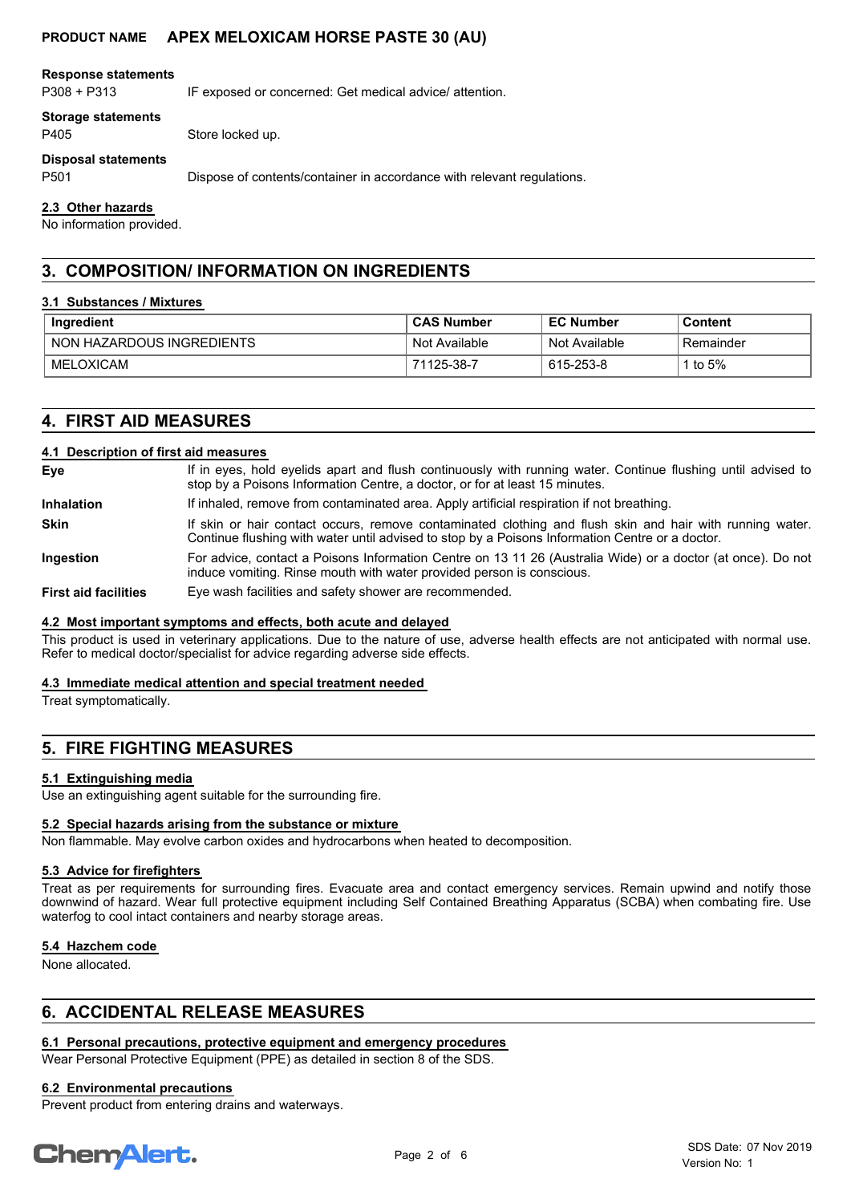**Response statements**

P308 + P313 IF exposed or concerned: Get medical advice/ attention.

**Storage statements**

P405 Store locked up.

**Disposal statements**

P501 Dispose of contents/container in accordance with relevant regulations.

### 2.3 Other hazards

No information provided.

## 3. COMPOSITION/ INFORMATION ON INGREDIENTS

### 3.1 Substances / Mixtures

| Ingredient | CAS Number | EC Number | Content |
|---|---|---|---|
| NON HAZARDOUS INGREDIENTS | Not Available | Not Available | Remainder |
| MELOXICAM | 71125-38-7 | 615-253-8 | 1 to 5% |

## 4. FIRST AID MEASURES

### 4.1 Description of first aid measures

**Eye** If in eyes, hold eyelids apart and flush continuously with running water. Continue flushing until advised to stop by a Poisons Information Centre, a doctor, or for at least 15 minutes.

**Inhalation** If inhaled, remove from contaminated area. Apply artificial respiration if not breathing.

**Skin** If skin or hair contact occurs, remove contaminated clothing and flush skin and hair with running water. Continue flushing with water until advised to stop by a Poisons Information Centre or a doctor.

**Ingestion** For advice, contact a Poisons Information Centre on 13 11 26 (Australia Wide) or a doctor (at once). Do not induce vomiting. Rinse mouth with water provided person is conscious.

**First aid facilities** Eye wash facilities and safety shower are recommended.

### 4.2 Most important symptoms and effects, both acute and delayed

This product is used in veterinary applications. Due to the nature of use, adverse health effects are not anticipated with normal use. Refer to medical doctor/specialist for advice regarding adverse side effects.

### 4.3 Immediate medical attention and special treatment needed

Treat symptomatically.

## 5. FIRE FIGHTING MEASURES

### 5.1 Extinguishing media

Use an extinguishing agent suitable for the surrounding fire.

### 5.2 Special hazards arising from the substance or mixture

Non flammable. May evolve carbon oxides and hydrocarbons when heated to decomposition.

### 5.3 Advice for firefighters

Treat as per requirements for surrounding fires. Evacuate area and contact emergency services. Remain upwind and notify those downwind of hazard. Wear full protective equipment including Self Contained Breathing Apparatus (SCBA) when combating fire. Use waterfog to cool intact containers and nearby storage areas.

### 5.4 Hazchem code

None allocated.

## 6. ACCIDENTAL RELEASE MEASURES

### 6.1 Personal precautions, protective equipment and emergency procedures

Wear Personal Protective Equipment (PPE) as detailed in section 8 of the SDS.

### 6.2 Environmental precautions

Prevent product from entering drains and waterways.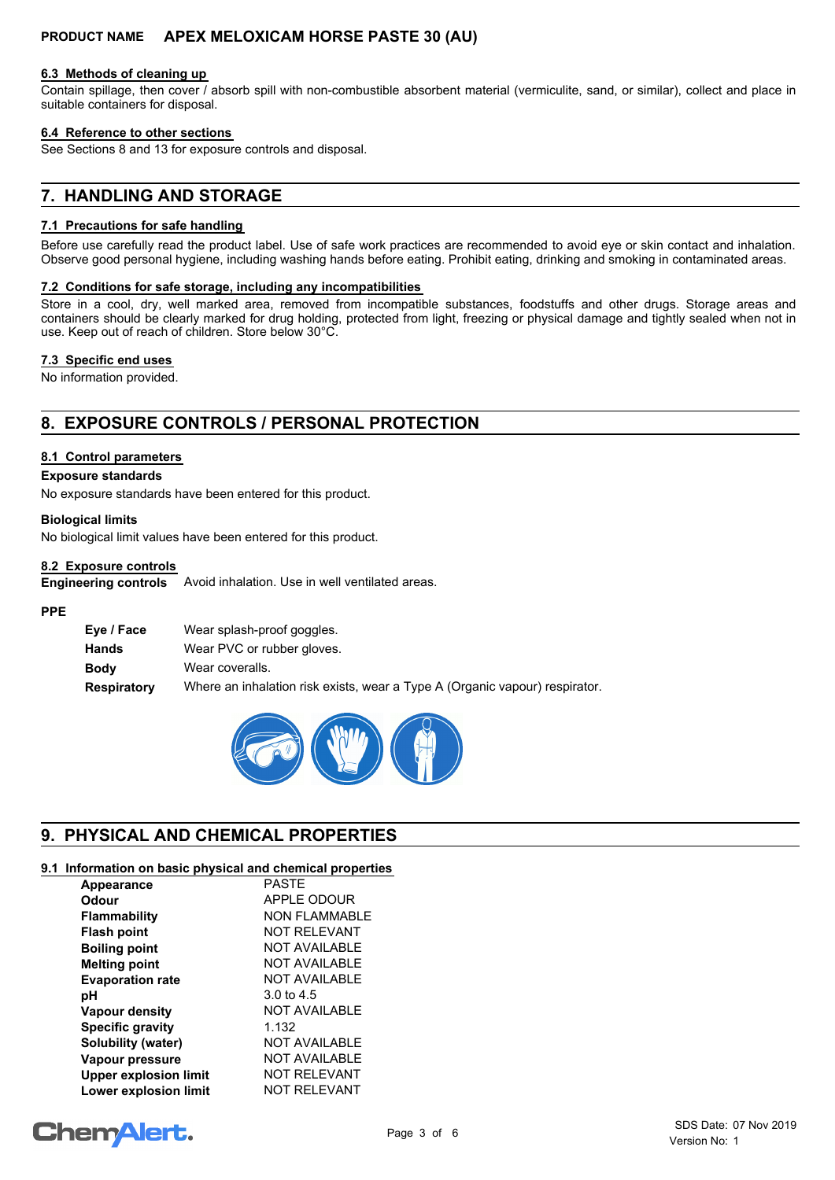### 6.3 Methods of cleaning up

Contain spillage, then cover / absorb spill with non-combustible absorbent material (vermiculite, sand, or similar), collect and place in suitable containers for disposal.

### 6.4 Reference to other sections

See Sections 8 and 13 for exposure controls and disposal.

## 7. HANDLING AND STORAGE

### 7.1 Precautions for safe handling

Before use carefully read the product label. Use of safe work practices are recommended to avoid eye or skin contact and inhalation. Observe good personal hygiene, including washing hands before eating. Prohibit eating, drinking and smoking in contaminated areas.

### 7.2 Conditions for safe storage, including any incompatibilities

Store in a cool, dry, well marked area, removed from incompatible substances, foodstuffs and other drugs. Storage areas and containers should be clearly marked for drug holding, protected from light, freezing or physical damage and tightly sealed when not in use. Keep out of reach of children. Store below 30°C.

### 7.3 Specific end uses

No information provided.

## 8. EXPOSURE CONTROLS / PERSONAL PROTECTION

### 8.1 Control parameters

**Exposure standards**

No exposure standards have been entered for this product.

**Biological limits**

No biological limit values have been entered for this product.

### 8.2 Exposure controls

**Engineering controls** Avoid inhalation. Use in well ventilated areas.

**PPE**

| | |
|---|---|
| **Eye / Face** | Wear splash-proof goggles. |
| **Hands** | Wear PVC or rubber gloves. |
| **Body** | Wear coveralls. |
| **Respiratory** | Where an inhalation risk exists, wear a Type A (Organic vapour) respirator. |

## 9. PHYSICAL AND CHEMICAL PROPERTIES

### 9.1 Information on basic physical and chemical properties

| | |
|---|---|
| **Appearance** | PASTE |
| **Odour** | APPLE ODOUR |
| **Flammability** | NON FLAMMABLE |
| **Flash point** | NOT RELEVANT |
| **Boiling point** | NOT AVAILABLE |
| **Melting point** | NOT AVAILABLE |
| **Evaporation rate** | NOT AVAILABLE |
| **pH** | 3.0 to 4.5 |
| **Vapour density** | NOT AVAILABLE |
| **Specific gravity** | 1.132 |
| **Solubility (water)** | NOT AVAILABLE |
| **Vapour pressure** | NOT AVAILABLE |
| **Upper explosion limit** | NOT RELEVANT |
| **Lower explosion limit** | NOT RELEVANT |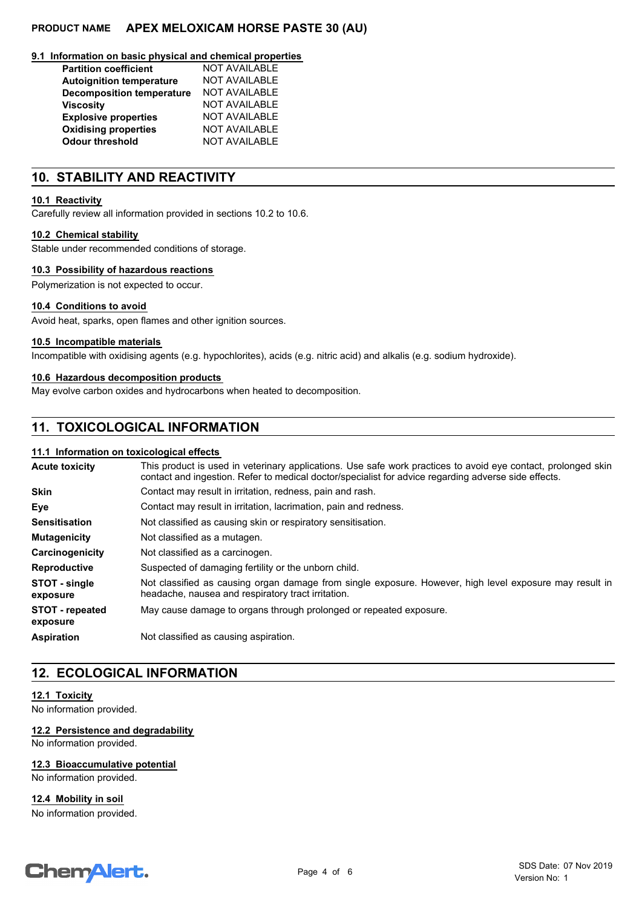### 9.1 Information on basic physical and chemical properties

| | |
|---|---|
| **Partition coefficient** | NOT AVAILABLE |
| **Autoignition temperature** | NOT AVAILABLE |
| **Decomposition temperature** | NOT AVAILABLE |
| **Viscosity** | NOT AVAILABLE |
| **Explosive properties** | NOT AVAILABLE |
| **Oxidising properties** | NOT AVAILABLE |
| **Odour threshold** | NOT AVAILABLE |

## 10. STABILITY AND REACTIVITY

### 10.1 Reactivity

Carefully review all information provided in sections 10.2 to 10.6.

### 10.2 Chemical stability

Stable under recommended conditions of storage.

### 10.3 Possibility of hazardous reactions

Polymerization is not expected to occur.

### 10.4 Conditions to avoid

Avoid heat, sparks, open flames and other ignition sources.

### 10.5 Incompatible materials

Incompatible with oxidising agents (e.g. hypochlorites), acids (e.g. nitric acid) and alkalis (e.g. sodium hydroxide).

### 10.6 Hazardous decomposition products

May evolve carbon oxides and hydrocarbons when heated to decomposition.

## 11. TOXICOLOGICAL INFORMATION

### 11.1 Information on toxicological effects

| | |
|---|---|
| **Acute toxicity** | This product is used in veterinary applications. Use safe work practices to avoid eye contact, prolonged skin contact and ingestion. Refer to medical doctor/specialist for advice regarding adverse side effects. |
| **Skin** | Contact may result in irritation, redness, pain and rash. |
| **Eye** | Contact may result in irritation, lacrimation, pain and redness. |
| **Sensitisation** | Not classified as causing skin or respiratory sensitisation. |
| **Mutagenicity** | Not classified as a mutagen. |
| **Carcinogenicity** | Not classified as a carcinogen. |
| **Reproductive** | Suspected of damaging fertility or the unborn child. |
| **STOT - single exposure** | Not classified as causing organ damage from single exposure. However, high level exposure may result in headache, nausea and respiratory tract irritation. |
| **STOT - repeated exposure** | May cause damage to organs through prolonged or repeated exposure. |
| **Aspiration** | Not classified as causing aspiration. |

## 12. ECOLOGICAL INFORMATION

### 12.1 Toxicity

No information provided.

### 12.2 Persistence and degradability

No information provided.

### 12.3 Bioaccumulative potential

No information provided.

### 12.4 Mobility in soil

No information provided.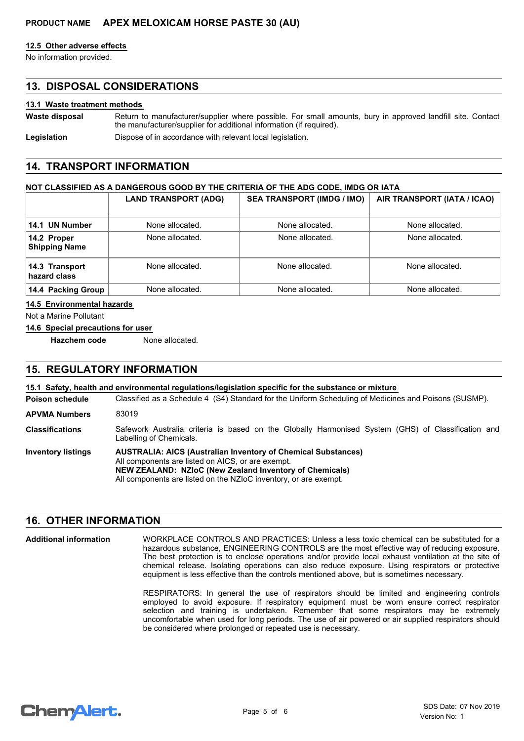#### 12.5 Other adverse effects

No information provided.

## 13. DISPOSAL CONSIDERATIONS

#### 13.1 Waste treatment methods

**Waste disposal** Return to manufacturer/supplier where possible. For small amounts, bury in approved landfill site. Contact the manufacturer/supplier for additional information (if required).

**Legislation** Dispose of in accordance with relevant local legislation.

## 14. TRANSPORT INFORMATION

#### NOT CLASSIFIED AS A DANGEROUS GOOD BY THE CRITERIA OF THE ADG CODE, IMDG OR IATA

| | LAND TRANSPORT (ADG) | SEA TRANSPORT (IMDG / IMO) | AIR TRANSPORT (IATA / ICAO) |
|---|---|---|---|
| **14.1 UN Number** | None allocated. | None allocated. | None allocated. |
| **14.2 Proper Shipping Name** | None allocated. | None allocated. | None allocated. |
| **14.3 Transport hazard class** | None allocated. | None allocated. | None allocated. |
| **14.4 Packing Group** | None allocated. | None allocated. | None allocated. |

#### 14.5 Environmental hazards

Not a Marine Pollutant

#### 14.6 Special precautions for user

**Hazchem code** None allocated.

## 15. REGULATORY INFORMATION

#### 15.1 Safety, health and environmental regulations/legislation specific for the substance or mixture

**Poison schedule** Classified as a Schedule 4 (S4) Standard for the Uniform Scheduling of Medicines and Poisons (SUSMP).

**APVMA Numbers** 83019

**Classifications** Safework Australia criteria is based on the Globally Harmonised System (GHS) of Classification and Labelling of Chemicals.

**Inventory listings** **AUSTRALIA: AICS (Australian Inventory of Chemical Substances)**
All components are listed on AICS, or are exempt.
**NEW ZEALAND: NZIoC (New Zealand Inventory of Chemicals)**
All components are listed on the NZIoC inventory, or are exempt.

## 16. OTHER INFORMATION

**Additional information** WORKPLACE CONTROLS AND PRACTICES: Unless a less toxic chemical can be substituted for a hazardous substance, ENGINEERING CONTROLS are the most effective way of reducing exposure. The best protection is to enclose operations and/or provide local exhaust ventilation at the site of chemical release. Isolating operations can also reduce exposure. Using respirators or protective equipment is less effective than the controls mentioned above, but is sometimes necessary.

RESPIRATORS: In general the use of respirators should be limited and engineering controls employed to avoid exposure. If respiratory equipment must be worn ensure correct respirator selection and training is undertaken. Remember that some respirators may be extremely uncomfortable when used for long periods. The use of air powered or air supplied respirators should be considered where prolonged or repeated use is necessary.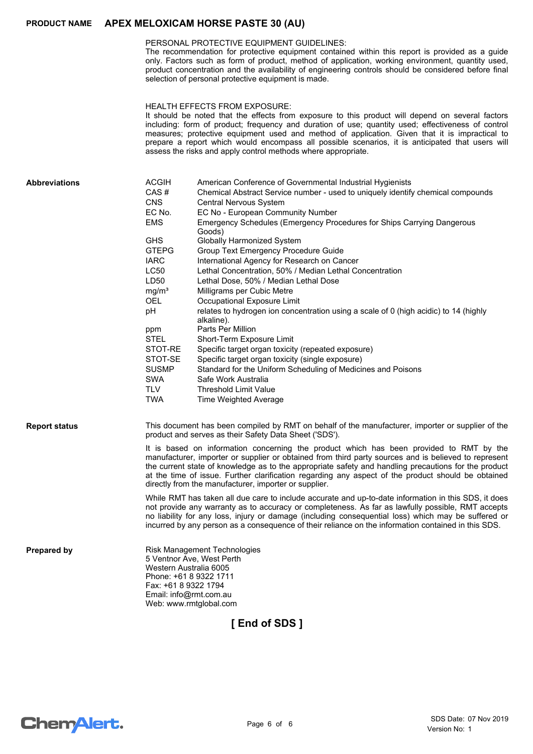PERSONAL PROTECTIVE EQUIPMENT GUIDELINES:
The recommendation for protective equipment contained within this report is provided as a guide only. Factors such as form of product, method of application, working environment, quantity used, product concentration and the availability of engineering controls should be considered before final selection of personal protective equipment is made.

HEALTH EFFECTS FROM EXPOSURE:
It should be noted that the effects from exposure to this product will depend on several factors including: form of product; frequency and duration of use; quantity used; effectiveness of control measures; protective equipment used and method of application. Given that it is impractical to prepare a report which would encompass all possible scenarios, it is anticipated that users will assess the risks and apply control methods where appropriate.

**Abbreviations**

| | |
|---|---|
| ACGIH | American Conference of Governmental Industrial Hygienists |
| CAS # | Chemical Abstract Service number - used to uniquely identify chemical compounds |
| CNS | Central Nervous System |
| EC No. | EC No - European Community Number |
| EMS | Emergency Schedules (Emergency Procedures for Ships Carrying Dangerous Goods) |
| GHS | Globally Harmonized System |
| GTEPG | Group Text Emergency Procedure Guide |
| IARC | International Agency for Research on Cancer |
| LC50 | Lethal Concentration, 50% / Median Lethal Concentration |
| LD50 | Lethal Dose, 50% / Median Lethal Dose |
| $mg/m^3$ | Milligrams per Cubic Metre |
| OEL | Occupational Exposure Limit |
| pH | relates to hydrogen ion concentration using a scale of 0 (high acidic) to 14 (highly alkaline). |
| ppm | Parts Per Million |
| STEL | Short-Term Exposure Limit |
| STOT-RE | Specific target organ toxicity (repeated exposure) |
| STOT-SE | Specific target organ toxicity (single exposure) |
| SUSMP | Standard for the Uniform Scheduling of Medicines and Poisons |
| SWA | Safe Work Australia |
| TLV | Threshold Limit Value |
| TWA | Time Weighted Average |

**Report status**

This document has been compiled by RMT on behalf of the manufacturer, importer or supplier of the product and serves as their Safety Data Sheet ('SDS').

It is based on information concerning the product which has been provided to RMT by the manufacturer, importer or supplier or obtained from third party sources and is believed to represent the current state of knowledge as to the appropriate safety and handling precautions for the product at the time of issue. Further clarification regarding any aspect of the product should be obtained directly from the manufacturer, importer or supplier.

While RMT has taken all due care to include accurate and up-to-date information in this SDS, it does not provide any warranty as to accuracy or completeness. As far as lawfully possible, RMT accepts no liability for any loss, injury or damage (including consequential loss) which may be suffered or incurred by any person as a consequence of their reliance on the information contained in this SDS.

**Prepared by**

Risk Management Technologies
5 Ventnor Ave, West Perth
Western Australia 6005
Phone: +61 8 9322 1711
Fax: +61 8 9322 1794
Email: info@rmt.com.au
Web: www.rmtglobal.com

**[ End of SDS ]**